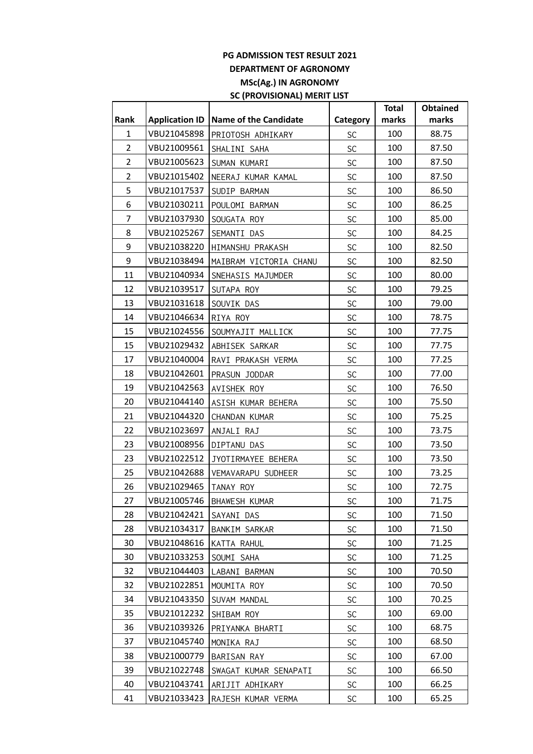**PG ADMISSION TEST RESULT 2021**

**DEPARTMENT OF AGRONOMY**

**MSc(Ag.) IN AGRONOMY**

**SC (PROVISIONAL) MERIT LIST**

| Rank | Application ID | Name of the Candidate | Category | Total marks | Obtained marks |
|---|---|---|---|---|---|
| 1 | VBU21045898 | PRIOTOSH ADHIKARY | SC | 100 | 88.75 |
| 2 | VBU21009561 | SHALINI SAHA | SC | 100 | 87.50 |
| 2 | VBU21005623 | SUMAN KUMARI | SC | 100 | 87.50 |
| 2 | VBU21015402 | NEERAJ KUMAR KAMAL | SC | 100 | 87.50 |
| 5 | VBU21017537 | SUDIP BARMAN | SC | 100 | 86.50 |
| 6 | VBU21030211 | POULOMI BARMAN | SC | 100 | 86.25 |
| 7 | VBU21037930 | SOUGATA ROY | SC | 100 | 85.00 |
| 8 | VBU21025267 | SEMANTI DAS | SC | 100 | 84.25 |
| 9 | VBU21038220 | HIMANSHU PRAKASH | SC | 100 | 82.50 |
| 9 | VBU21038494 | MAIBRAM VICTORIA CHANU | SC | 100 | 82.50 |
| 11 | VBU21040934 | SNEHASIS MAJUMDER | SC | 100 | 80.00 |
| 12 | VBU21039517 | SUTAPA ROY | SC | 100 | 79.25 |
| 13 | VBU21031618 | SOUVIK DAS | SC | 100 | 79.00 |
| 14 | VBU21046634 | RIYA ROY | SC | 100 | 78.75 |
| 15 | VBU21024556 | SOUMYAJIT MALLICK | SC | 100 | 77.75 |
| 15 | VBU21029432 | ABHISEK SARKAR | SC | 100 | 77.75 |
| 17 | VBU21040004 | RAVI PRAKASH VERMA | SC | 100 | 77.25 |
| 18 | VBU21042601 | PRASUN JODDAR | SC | 100 | 77.00 |
| 19 | VBU21042563 | AVISHEK ROY | SC | 100 | 76.50 |
| 20 | VBU21044140 | ASISH KUMAR BEHERA | SC | 100 | 75.50 |
| 21 | VBU21044320 | CHANDAN KUMAR | SC | 100 | 75.25 |
| 22 | VBU21023697 | ANJALI RAJ | SC | 100 | 73.75 |
| 23 | VBU21008956 | DIPTANU DAS | SC | 100 | 73.50 |
| 23 | VBU21022512 | JYOTIRMAYEE BEHERA | SC | 100 | 73.50 |
| 25 | VBU21042688 | VEMAVARAPU SUDHEER | SC | 100 | 73.25 |
| 26 | VBU21029465 | TANAY ROY | SC | 100 | 72.75 |
| 27 | VBU21005746 | BHAWESH KUMAR | SC | 100 | 71.75 |
| 28 | VBU21042421 | SAYANI DAS | SC | 100 | 71.50 |
| 28 | VBU21034317 | BANKIM SARKAR | SC | 100 | 71.50 |
| 30 | VBU21048616 | KATTA RAHUL | SC | 100 | 71.25 |
| 30 | VBU21033253 | SOUMI SAHA | SC | 100 | 71.25 |
| 32 | VBU21044403 | LABANI BARMAN | SC | 100 | 70.50 |
| 32 | VBU21022851 | MOUMITA ROY | SC | 100 | 70.50 |
| 34 | VBU21043350 | SUVAM MANDAL | SC | 100 | 70.25 |
| 35 | VBU21012232 | SHIBAM ROY | SC | 100 | 69.00 |
| 36 | VBU21039326 | PRIYANKA BHARTI | SC | 100 | 68.75 |
| 37 | VBU21045740 | MONIKA RAJ | SC | 100 | 68.50 |
| 38 | VBU21000779 | BARISAN RAY | SC | 100 | 67.00 |
| 39 | VBU21022748 | SWAGAT KUMAR SENAPATI | SC | 100 | 66.50 |
| 40 | VBU21043741 | ARIJIT ADHIKARY | SC | 100 | 66.25 |
| 41 | VBU21033423 | RAJESH KUMAR VERMA | SC | 100 | 65.25 |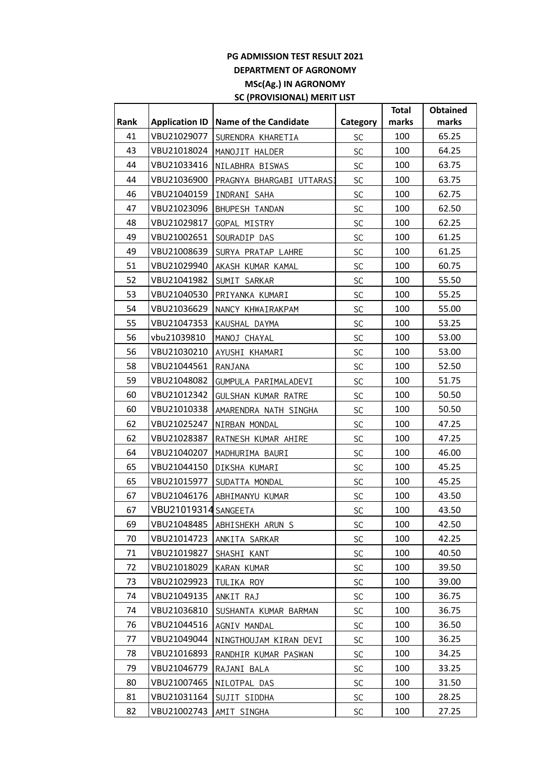**PG ADMISSION TEST RESULT 2021**

**DEPARTMENT OF AGRONOMY**

**MSc(Ag.) IN AGRONOMY**

**SC (PROVISIONAL) MERIT LIST**

| Rank | Application ID | Name of the Candidate | Category | Total marks | Obtained marks |
|---|---|---|---|---|---|
| 41 | VBU21029077 | SURENDRA KHARETIA | SC | 100 | 65.25 |
| 43 | VBU21018024 | MANOJIT HALDER | SC | 100 | 64.25 |
| 44 | VBU21033416 | NILABHRA BISWAS | SC | 100 | 63.75 |
| 44 | VBU21036900 | PRAGNYA BHARGABI UTTARASI | SC | 100 | 63.75 |
| 46 | VBU21040159 | INDRANI SAHA | SC | 100 | 62.75 |
| 47 | VBU21023096 | BHUPESH TANDAN | SC | 100 | 62.50 |
| 48 | VBU21029817 | GOPAL MISTRY | SC | 100 | 62.25 |
| 49 | VBU21002651 | SOURADIP DAS | SC | 100 | 61.25 |
| 49 | VBU21008639 | SURYA PRATAP LAHRE | SC | 100 | 61.25 |
| 51 | VBU21029940 | AKASH KUMAR KAMAL | SC | 100 | 60.75 |
| 52 | VBU21041982 | SUMIT SARKAR | SC | 100 | 55.50 |
| 53 | VBU21040530 | PRIYANKA KUMARI | SC | 100 | 55.25 |
| 54 | VBU21036629 | NANCY KHWAIRAKPAM | SC | 100 | 55.00 |
| 55 | VBU21047353 | KAUSHAL DAYMA | SC | 100 | 53.25 |
| 56 | vbu21039810 | MANOJ CHAYAL | SC | 100 | 53.00 |
| 56 | VBU21030210 | AYUSHI KHAMARI | SC | 100 | 53.00 |
| 58 | VBU21044561 | RANJANA | SC | 100 | 52.50 |
| 59 | VBU21048082 | GUMPULA PARIMALADEVI | SC | 100 | 51.75 |
| 60 | VBU21012342 | GULSHAN KUMAR RATRE | SC | 100 | 50.50 |
| 60 | VBU21010338 | AMARENDRA NATH SINGHA | SC | 100 | 50.50 |
| 62 | VBU21025247 | NIRBAN MONDAL | SC | 100 | 47.25 |
| 62 | VBU21028387 | RATNESH KUMAR AHIRE | SC | 100 | 47.25 |
| 64 | VBU21040207 | MADHURIMA BAURI | SC | 100 | 46.00 |
| 65 | VBU21044150 | DIKSHA KUMARI | SC | 100 | 45.25 |
| 65 | VBU21015977 | SUDATTA MONDAL | SC | 100 | 45.25 |
| 67 | VBU21046176 | ABHIMANYU KUMAR | SC | 100 | 43.50 |
| 67 | VBU21019314 | SANGEETA | SC | 100 | 43.50 |
| 69 | VBU21048485 | ABHISHEKH ARUN S | SC | 100 | 42.50 |
| 70 | VBU21014723 | ANKITA SARKAR | SC | 100 | 42.25 |
| 71 | VBU21019827 | SHASHI KANT | SC | 100 | 40.50 |
| 72 | VBU21018029 | KARAN KUMAR | SC | 100 | 39.50 |
| 73 | VBU21029923 | TULIKA ROY | SC | 100 | 39.00 |
| 74 | VBU21049135 | ANKIT RAJ | SC | 100 | 36.75 |
| 74 | VBU21036810 | SUSHANTA KUMAR BARMAN | SC | 100 | 36.75 |
| 76 | VBU21044516 | AGNIV MANDAL | SC | 100 | 36.50 |
| 77 | VBU21049044 | NINGTHOUJAM KIRAN DEVI | SC | 100 | 36.25 |
| 78 | VBU21016893 | RANDHIR KUMAR PASWAN | SC | 100 | 34.25 |
| 79 | VBU21046779 | RAJANI BALA | SC | 100 | 33.25 |
| 80 | VBU21007465 | NILOTPAL DAS | SC | 100 | 31.50 |
| 81 | VBU21031164 | SUJIT SIDDHA | SC | 100 | 28.25 |
| 82 | VBU21002743 | AMIT SINGHA | SC | 100 | 27.25 |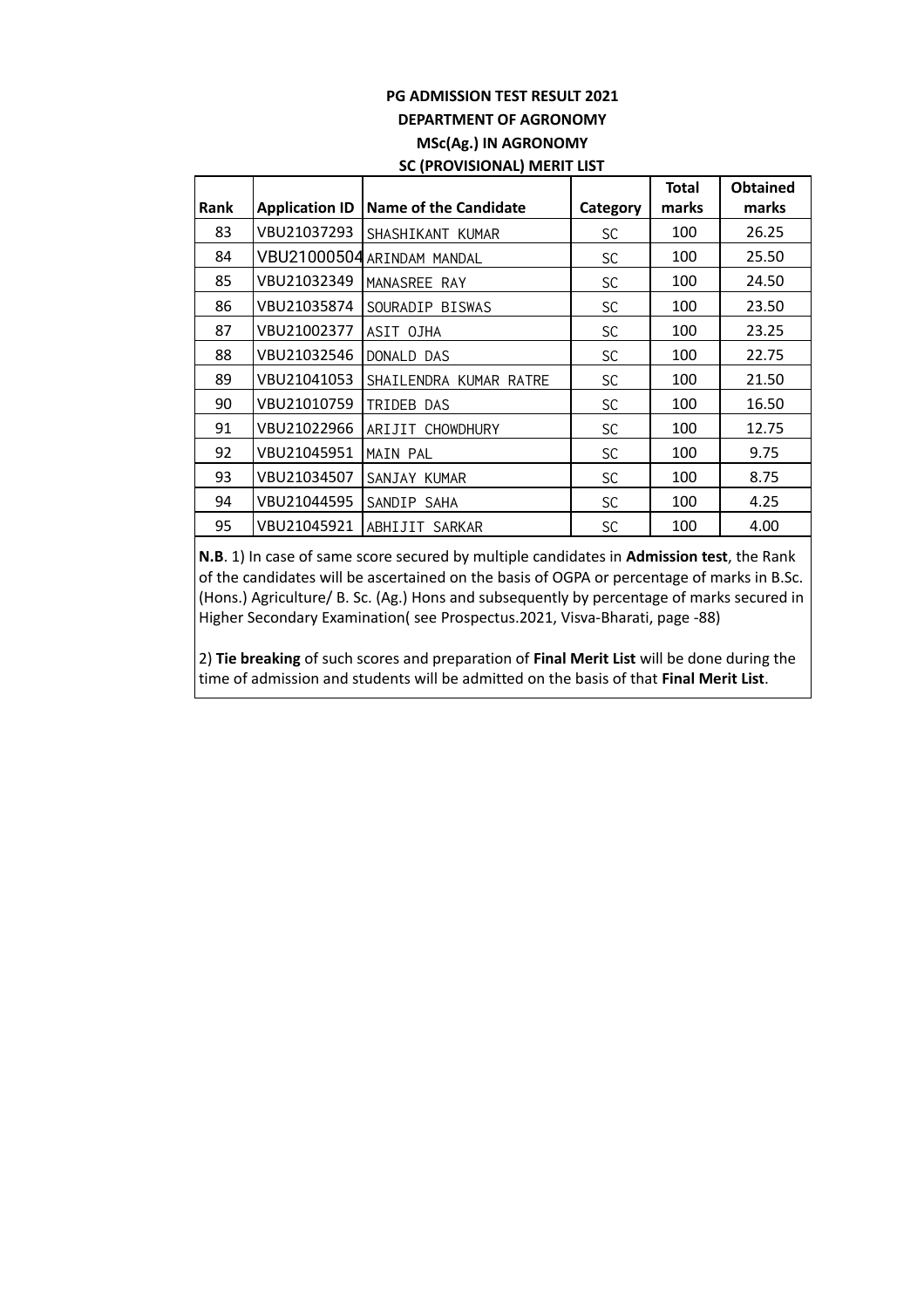**PG ADMISSION TEST RESULT 2021**
**DEPARTMENT OF AGRONOMY**
**MSc(Ag.) IN AGRONOMY**
**SC (PROVISIONAL) MERIT LIST**

| Rank | Application ID | Name of the Candidate | Category | Total marks | Obtained marks |
|---|---|---|---|---|---|
| 83 | VBU21037293 | SHASHIKANT KUMAR | SC | 100 | 26.25 |
| 84 | VBU21000504 | ARINDAM MANDAL | SC | 100 | 25.50 |
| 85 | VBU21032349 | MANASREE RAY | SC | 100 | 24.50 |
| 86 | VBU21035874 | SOURADIP BISWAS | SC | 100 | 23.50 |
| 87 | VBU21002377 | ASIT OJHA | SC | 100 | 23.25 |
| 88 | VBU21032546 | DONALD DAS | SC | 100 | 22.75 |
| 89 | VBU21041053 | SHAILENDRA KUMAR RATRE | SC | 100 | 21.50 |
| 90 | VBU21010759 | TRIDEB DAS | SC | 100 | 16.50 |
| 91 | VBU21022966 | ARIJIT CHOWDHURY | SC | 100 | 12.75 |
| 92 | VBU21045951 | MAIN PAL | SC | 100 | 9.75 |
| 93 | VBU21034507 | SANJAY KUMAR | SC | 100 | 8.75 |
| 94 | VBU21044595 | SANDIP SAHA | SC | 100 | 4.25 |
| 95 | VBU21045921 | ABHIJIT SARKAR | SC | 100 | 4.00 |

**N.B**. 1) In case of same score secured by multiple candidates in **Admission test**, the Rank of the candidates will be ascertained on the basis of OGPA or percentage of marks in B.Sc. (Hons.) Agriculture/ B. Sc. (Ag.) Hons and subsequently by percentage of marks secured in Higher Secondary Examination( see Prospectus.2021, Visva-Bharati, page -88)

2) **Tie breaking** of such scores and preparation of **Final Merit List** will be done during the time of admission and students will be admitted on the basis of that **Final Merit List**.